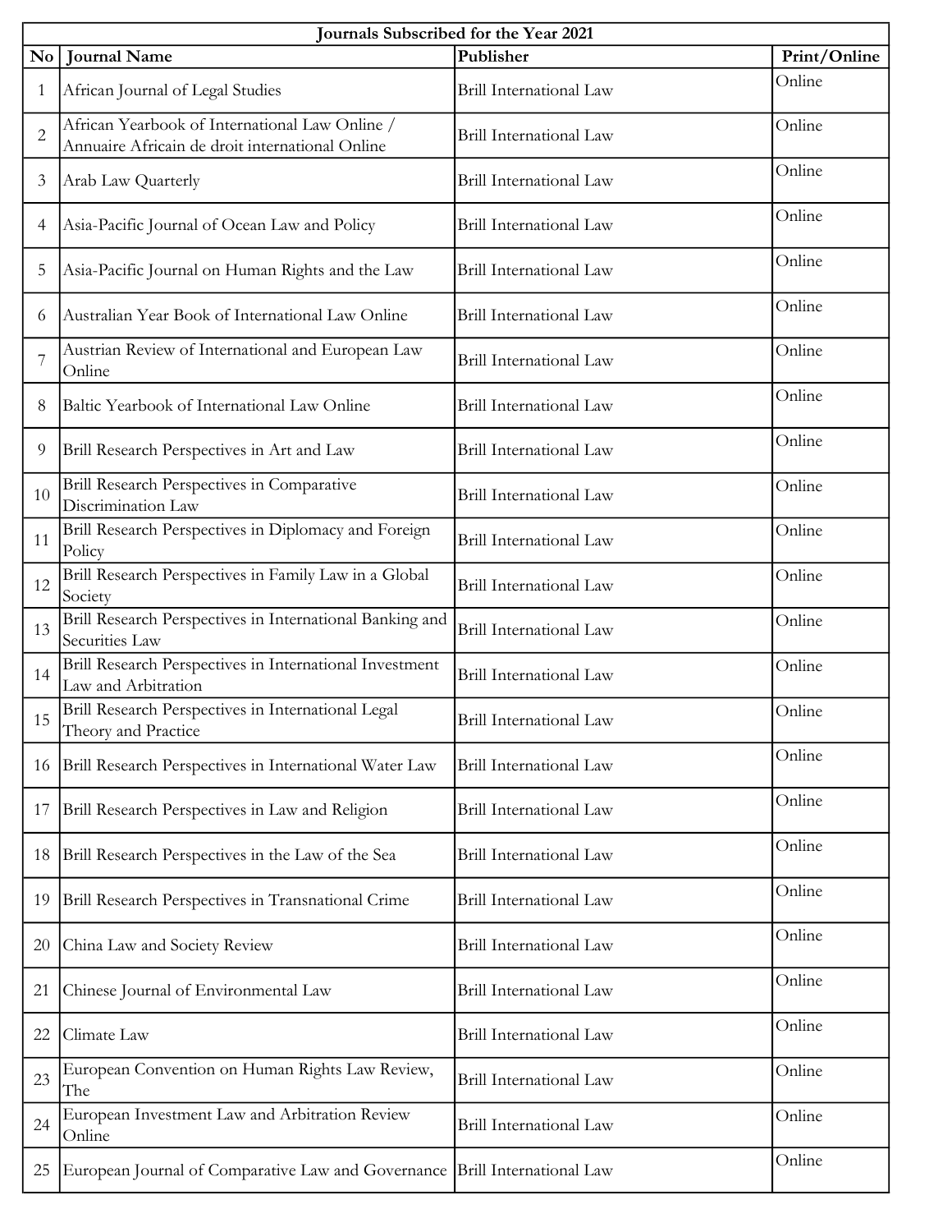| Journals Subscribed for the Year 2021 | | | |
|---|---|---|---|
| No | Journal Name | Publisher | Print/Online |
| 1 | African Journal of Legal Studies | Brill International Law | Online |
| 2 | African Yearbook of International Law Online / Annuaire Africain de droit international Online | Brill International Law | Online |
| 3 | Arab Law Quarterly | Brill International Law | Online |
| 4 | Asia-Pacific Journal of Ocean Law and Policy | Brill International Law | Online |
| 5 | Asia-Pacific Journal on Human Rights and the Law | Brill International Law | Online |
| 6 | Australian Year Book of International Law Online | Brill International Law | Online |
| 7 | Austrian Review of International and European Law Online | Brill International Law | Online |
| 8 | Baltic Yearbook of International Law Online | Brill International Law | Online |
| 9 | Brill Research Perspectives in Art and Law | Brill International Law | Online |
| 10 | Brill Research Perspectives in Comparative Discrimination Law | Brill International Law | Online |
| 11 | Brill Research Perspectives in Diplomacy and Foreign Policy | Brill International Law | Online |
| 12 | Brill Research Perspectives in Family Law in a Global Society | Brill International Law | Online |
| 13 | Brill Research Perspectives in International Banking and Securities Law | Brill International Law | Online |
| 14 | Brill Research Perspectives in International Investment Law and Arbitration | Brill International Law | Online |
| 15 | Brill Research Perspectives in International Legal Theory and Practice | Brill International Law | Online |
| 16 | Brill Research Perspectives in International Water Law | Brill International Law | Online |
| 17 | Brill Research Perspectives in Law and Religion | Brill International Law | Online |
| 18 | Brill Research Perspectives in the Law of the Sea | Brill International Law | Online |
| 19 | Brill Research Perspectives in Transnational Crime | Brill International Law | Online |
| 20 | China Law and Society Review | Brill International Law | Online |
| 21 | Chinese Journal of Environmental Law | Brill International Law | Online |
| 22 | Climate Law | Brill International Law | Online |
| 23 | European Convention on Human Rights Law Review, The | Brill International Law | Online |
| 24 | European Investment Law and Arbitration Review Online | Brill International Law | Online |
| 25 | European Journal of Comparative Law and Governance | Brill International Law | Online |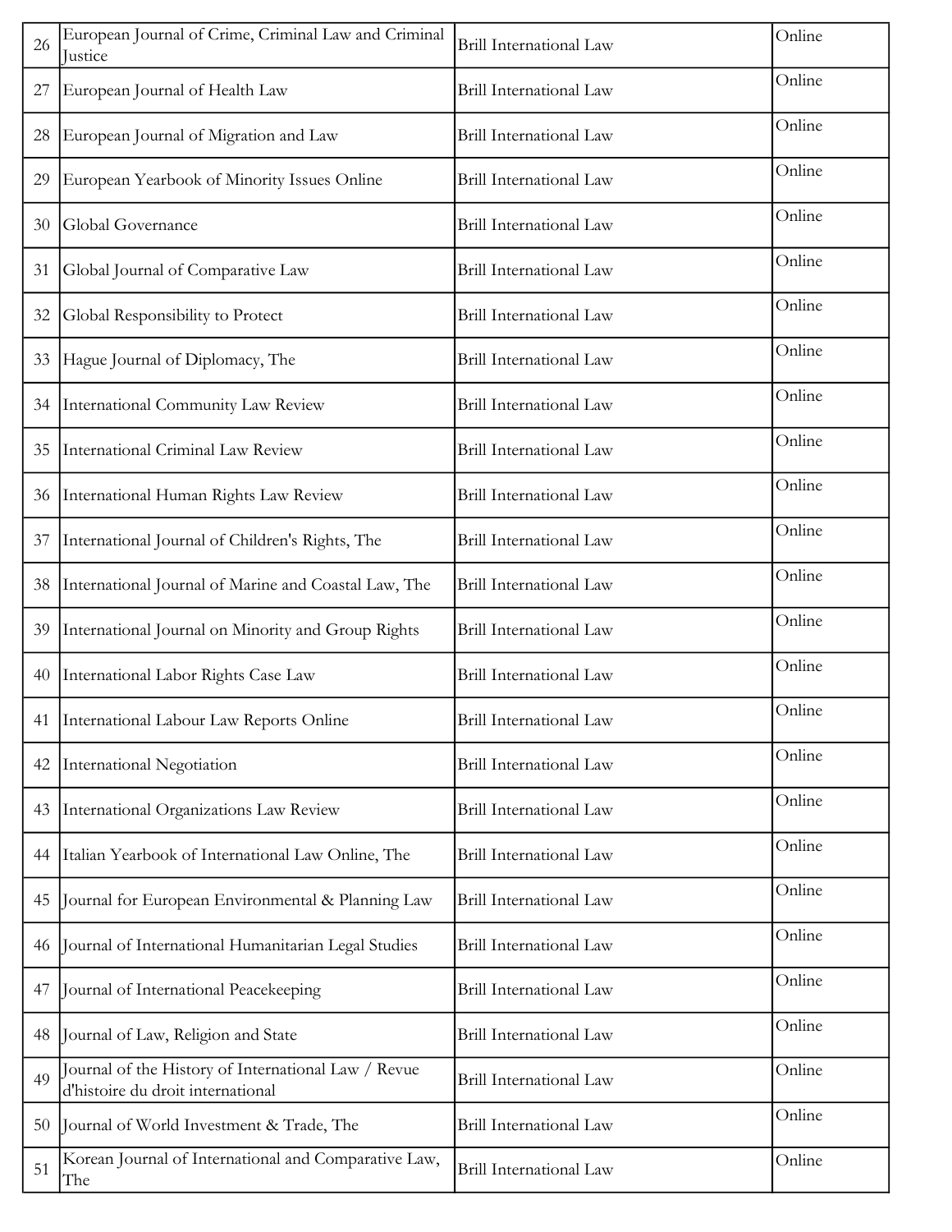| 26 | European Journal of Crime, Criminal Law and Criminal Justice | Brill International Law | Online |
|---|---|---|---|
| 27 | European Journal of Health Law | Brill International Law | Online |
| 28 | European Journal of Migration and Law | Brill International Law | Online |
| 29 | European Yearbook of Minority Issues Online | Brill International Law | Online |
| 30 | Global Governance | Brill International Law | Online |
| 31 | Global Journal of Comparative Law | Brill International Law | Online |
| 32 | Global Responsibility to Protect | Brill International Law | Online |
| 33 | Hague Journal of Diplomacy, The | Brill International Law | Online |
| 34 | International Community Law Review | Brill International Law | Online |
| 35 | International Criminal Law Review | Brill International Law | Online |
| 36 | International Human Rights Law Review | Brill International Law | Online |
| 37 | International Journal of Children's Rights, The | Brill International Law | Online |
| 38 | International Journal of Marine and Coastal Law, The | Brill International Law | Online |
| 39 | International Journal on Minority and Group Rights | Brill International Law | Online |
| 40 | International Labor Rights Case Law | Brill International Law | Online |
| 41 | International Labour Law Reports Online | Brill International Law | Online |
| 42 | International Negotiation | Brill International Law | Online |
| 43 | International Organizations Law Review | Brill International Law | Online |
| 44 | Italian Yearbook of International Law Online, The | Brill International Law | Online |
| 45 | Journal for European Environmental & Planning Law | Brill International Law | Online |
| 46 | Journal of International Humanitarian Legal Studies | Brill International Law | Online |
| 47 | Journal of International Peacekeeping | Brill International Law | Online |
| 48 | Journal of Law, Religion and State | Brill International Law | Online |
| 49 | Journal of the History of International Law / Revue d'histoire du droit international | Brill International Law | Online |
| 50 | Journal of World Investment & Trade, The | Brill International Law | Online |
| 51 | Korean Journal of International and Comparative Law, The | Brill International Law | Online |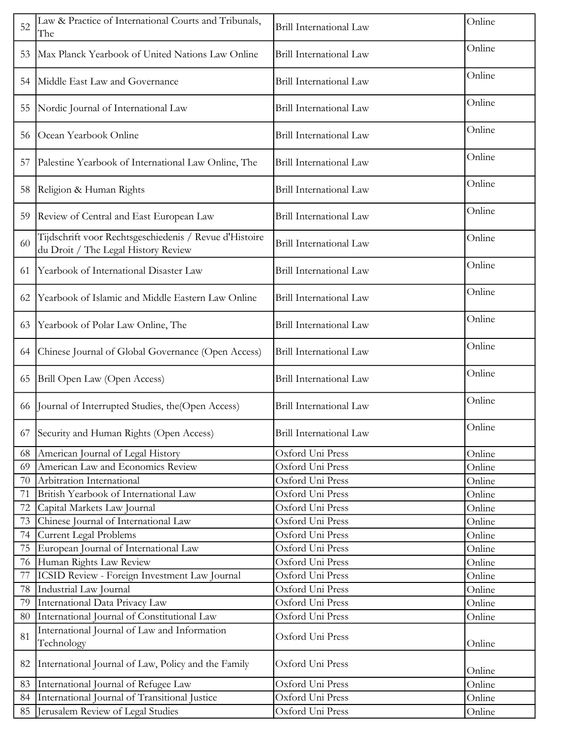| 52 | Law & Practice of International Courts and Tribunals, The | Brill International Law | Online |
|---|---|---|---|
| 53 | Max Planck Yearbook of United Nations Law Online | Brill International Law | Online |
| 54 | Middle East Law and Governance | Brill International Law | Online |
| 55 | Nordic Journal of International Law | Brill International Law | Online |
| 56 | Ocean Yearbook Online | Brill International Law | Online |
| 57 | Palestine Yearbook of International Law Online, The | Brill International Law | Online |
| 58 | Religion & Human Rights | Brill International Law | Online |
| 59 | Review of Central and East European Law | Brill International Law | Online |
| 60 | Tijdschrift voor Rechtsgeschiedenis / Revue d'Histoire du Droit / The Legal History Review | Brill International Law | Online |
| 61 | Yearbook of International Disaster Law | Brill International Law | Online |
| 62 | Yearbook of Islamic and Middle Eastern Law Online | Brill International Law | Online |
| 63 | Yearbook of Polar Law Online, The | Brill International Law | Online |
| 64 | Chinese Journal of Global Governance (Open Access) | Brill International Law | Online |
| 65 | Brill Open Law (Open Access) | Brill International Law | Online |
| 66 | Journal of Interrupted Studies, the(Open Access) | Brill International Law | Online |
| 67 | Security and Human Rights (Open Access) | Brill International Law | Online |
| 68 | American Journal of Legal History | Oxford Uni Press | Online |
| 69 | American Law and Economics Review | Oxford Uni Press | Online |
| 70 | Arbitration International | Oxford Uni Press | Online |
| 71 | British Yearbook of International Law | Oxford Uni Press | Online |
| 72 | Capital Markets Law Journal | Oxford Uni Press | Online |
| 73 | Chinese Journal of International Law | Oxford Uni Press | Online |
| 74 | Current Legal Problems | Oxford Uni Press | Online |
| 75 | European Journal of International Law | Oxford Uni Press | Online |
| 76 | Human Rights Law Review | Oxford Uni Press | Online |
| 77 | ICSID Review - Foreign Investment Law Journal | Oxford Uni Press | Online |
| 78 | Industrial Law Journal | Oxford Uni Press | Online |
| 79 | International Data Privacy Law | Oxford Uni Press | Online |
| 80 | International Journal of Constitutional Law | Oxford Uni Press | Online |
| 81 | International Journal of Law and Information Technology | Oxford Uni Press | Online |
| 82 | International Journal of Law, Policy and the Family | Oxford Uni Press | Online |
| 83 | International Journal of Refugee Law | Oxford Uni Press | Online |
| 84 | International Journal of Transitional Justice | Oxford Uni Press | Online |
| 85 | Jerusalem Review of Legal Studies | Oxford Uni Press | Online |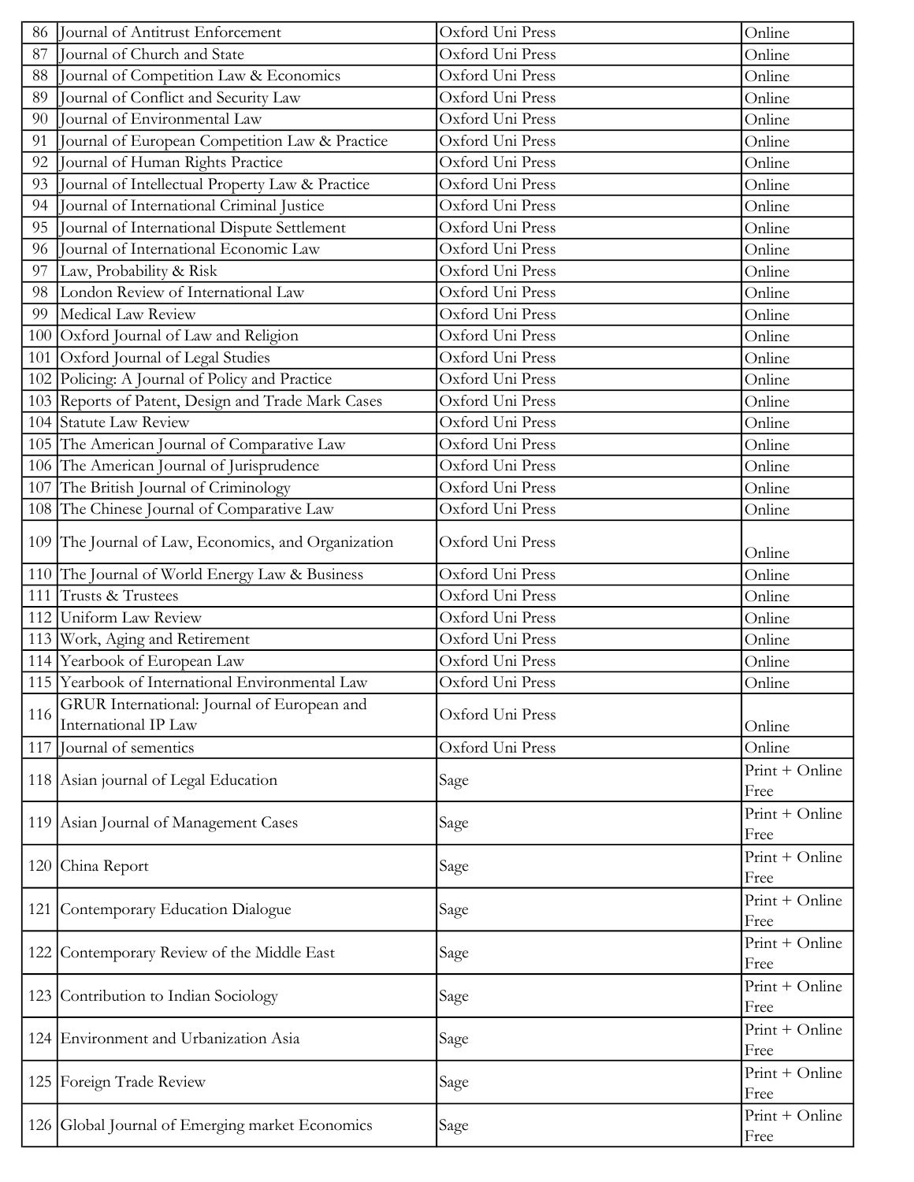| 86 | Journal of Antitrust Enforcement | Oxford Uni Press | Online |
|---|---|---|---|
| 87 | Journal of Church and State | Oxford Uni Press | Online |
| 88 | Journal of Competition Law & Economics | Oxford Uni Press | Online |
| 89 | Journal of Conflict and Security Law | Oxford Uni Press | Online |
| 90 | Journal of Environmental Law | Oxford Uni Press | Online |
| 91 | Journal of European Competition Law & Practice | Oxford Uni Press | Online |
| 92 | Journal of Human Rights Practice | Oxford Uni Press | Online |
| 93 | Journal of Intellectual Property Law & Practice | Oxford Uni Press | Online |
| 94 | Journal of International Criminal Justice | Oxford Uni Press | Online |
| 95 | Journal of International Dispute Settlement | Oxford Uni Press | Online |
| 96 | Journal of International Economic Law | Oxford Uni Press | Online |
| 97 | Law, Probability & Risk | Oxford Uni Press | Online |
| 98 | London Review of International Law | Oxford Uni Press | Online |
| 99 | Medical Law Review | Oxford Uni Press | Online |
| 100 | Oxford Journal of Law and Religion | Oxford Uni Press | Online |
| 101 | Oxford Journal of Legal Studies | Oxford Uni Press | Online |
| 102 | Policing: A Journal of Policy and Practice | Oxford Uni Press | Online |
| 103 | Reports of Patent, Design and Trade Mark Cases | Oxford Uni Press | Online |
| 104 | Statute Law Review | Oxford Uni Press | Online |
| 105 | The American Journal of Comparative Law | Oxford Uni Press | Online |
| 106 | The American Journal of Jurisprudence | Oxford Uni Press | Online |
| 107 | The British Journal of Criminology | Oxford Uni Press | Online |
| 108 | The Chinese Journal of Comparative Law | Oxford Uni Press | Online |
| 109 | The Journal of Law, Economics, and Organization | Oxford Uni Press | Online |
| 110 | The Journal of World Energy Law & Business | Oxford Uni Press | Online |
| 111 | Trusts & Trustees | Oxford Uni Press | Online |
| 112 | Uniform Law Review | Oxford Uni Press | Online |
| 113 | Work, Aging and Retirement | Oxford Uni Press | Online |
| 114 | Yearbook of European Law | Oxford Uni Press | Online |
| 115 | Yearbook of International Environmental Law | Oxford Uni Press | Online |
| 116 | GRUR International: Journal of European and International IP Law | Oxford Uni Press | Online |
| 117 | Journal of sementics | Oxford Uni Press | Online |
| 118 | Asian journal of Legal Education | Sage | Print + Online Free |
| 119 | Asian Journal of Management Cases | Sage | Print + Online Free |
| 120 | China Report | Sage | Print + Online Free |
| 121 | Contemporary Education Dialogue | Sage | Print + Online Free |
| 122 | Contemporary Review of the Middle East | Sage | Print + Online Free |
| 123 | Contribution to Indian Sociology | Sage | Print + Online Free |
| 124 | Environment and Urbanization Asia | Sage | Print + Online Free |
| 125 | Foreign Trade Review | Sage | Print + Online Free |
| 126 | Global Journal of Emerging market Economics | Sage | Print + Online Free |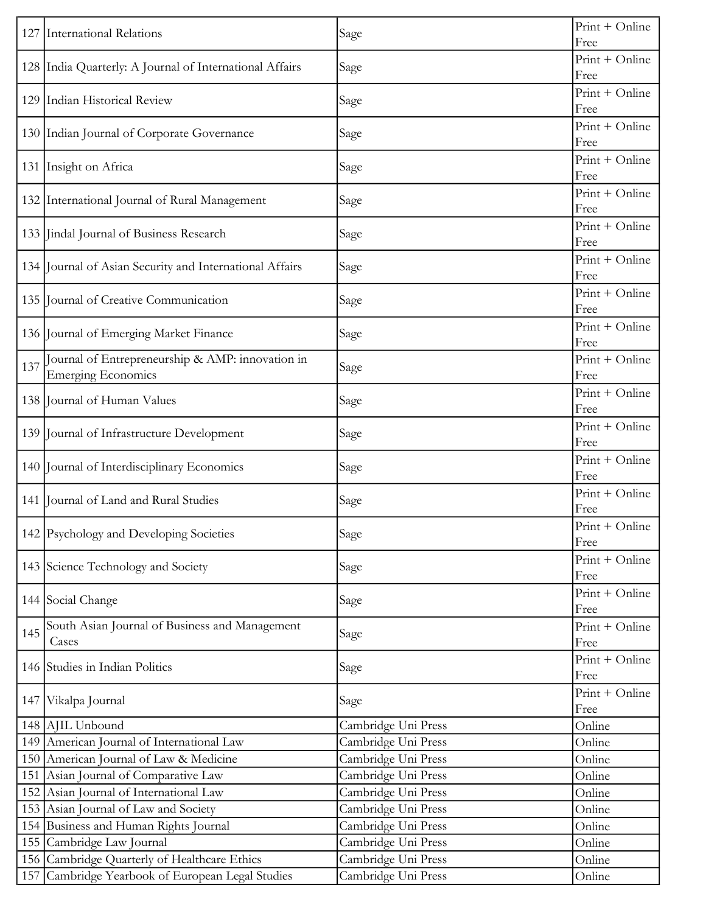| | | | |
|---|---|---|---|
| 127 | International Relations | Sage | Print + Online Free |
| 128 | India Quarterly: A Journal of International Affairs | Sage | Print + Online Free |
| 129 | Indian Historical Review | Sage | Print + Online Free |
| 130 | Indian Journal of Corporate Governance | Sage | Print + Online Free |
| 131 | Insight on Africa | Sage | Print + Online Free |
| 132 | International Journal of Rural Management | Sage | Print + Online Free |
| 133 | Jindal Journal of Business Research | Sage | Print + Online Free |
| 134 | Journal of Asian Security and International Affairs | Sage | Print + Online Free |
| 135 | Journal of Creative Communication | Sage | Print + Online Free |
| 136 | Journal of Emerging Market Finance | Sage | Print + Online Free |
| 137 | Journal of Entrepreneurship & AMP: innovation in Emerging Economics | Sage | Print + Online Free |
| 138 | Journal of Human Values | Sage | Print + Online Free |
| 139 | Journal of Infrastructure Development | Sage | Print + Online Free |
| 140 | Journal of Interdisciplinary Economics | Sage | Print + Online Free |
| 141 | Journal of Land and Rural Studies | Sage | Print + Online Free |
| 142 | Psychology and Developing Societies | Sage | Print + Online Free |
| 143 | Science Technology and Society | Sage | Print + Online Free |
| 144 | Social Change | Sage | Print + Online Free |
| 145 | South Asian Journal of Business and Management Cases | Sage | Print + Online Free |
| 146 | Studies in Indian Politics | Sage | Print + Online Free |
| 147 | Vikalpa Journal | Sage | Print + Online Free |
| 148 | AJIL Unbound | Cambridge Uni Press | Online |
| 149 | American Journal of International Law | Cambridge Uni Press | Online |
| 150 | American Journal of Law & Medicine | Cambridge Uni Press | Online |
| 151 | Asian Journal of Comparative Law | Cambridge Uni Press | Online |
| 152 | Asian Journal of International Law | Cambridge Uni Press | Online |
| 153 | Asian Journal of Law and Society | Cambridge Uni Press | Online |
| 154 | Business and Human Rights Journal | Cambridge Uni Press | Online |
| 155 | Cambridge Law Journal | Cambridge Uni Press | Online |
| 156 | Cambridge Quarterly of Healthcare Ethics | Cambridge Uni Press | Online |
| 157 | Cambridge Yearbook of European Legal Studies | Cambridge Uni Press | Online |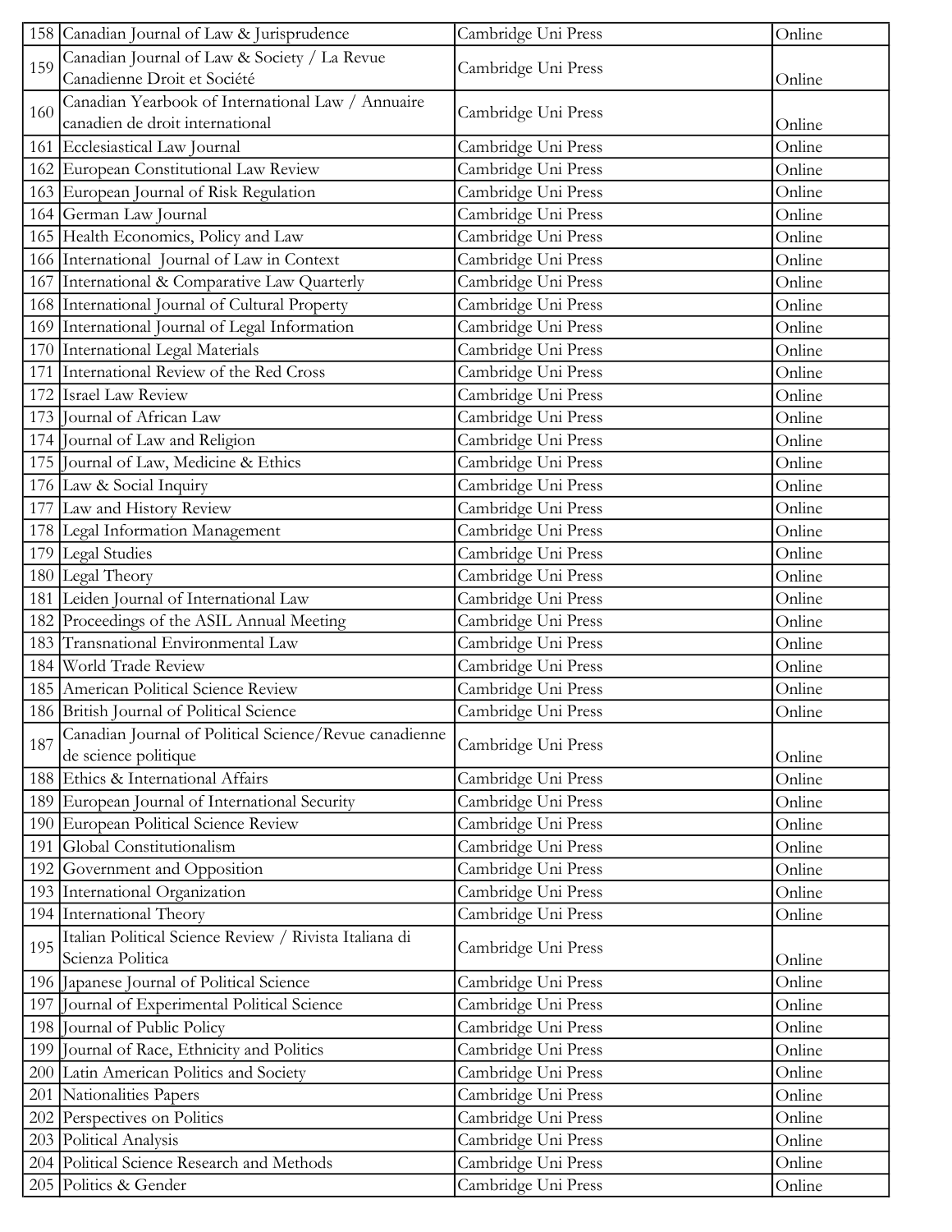| | | | |
|---|---|---|---|
| 158 | Canadian Journal of Law & Jurisprudence | Cambridge Uni Press | Online |
| 159 | Canadian Journal of Law & Society / La Revue Canadienne Droit et Société | Cambridge Uni Press | Online |
| 160 | Canadian Yearbook of International Law / Annuaire canadien de droit international | Cambridge Uni Press | Online |
| 161 | Ecclesiastical Law Journal | Cambridge Uni Press | Online |
| 162 | European Constitutional Law Review | Cambridge Uni Press | Online |
| 163 | European Journal of Risk Regulation | Cambridge Uni Press | Online |
| 164 | German Law Journal | Cambridge Uni Press | Online |
| 165 | Health Economics, Policy and Law | Cambridge Uni Press | Online |
| 166 | International Journal of Law in Context | Cambridge Uni Press | Online |
| 167 | International & Comparative Law Quarterly | Cambridge Uni Press | Online |
| 168 | International Journal of Cultural Property | Cambridge Uni Press | Online |
| 169 | International Journal of Legal Information | Cambridge Uni Press | Online |
| 170 | International Legal Materials | Cambridge Uni Press | Online |
| 171 | International Review of the Red Cross | Cambridge Uni Press | Online |
| 172 | Israel Law Review | Cambridge Uni Press | Online |
| 173 | Journal of African Law | Cambridge Uni Press | Online |
| 174 | Journal of Law and Religion | Cambridge Uni Press | Online |
| 175 | Journal of Law, Medicine & Ethics | Cambridge Uni Press | Online |
| 176 | Law & Social Inquiry | Cambridge Uni Press | Online |
| 177 | Law and History Review | Cambridge Uni Press | Online |
| 178 | Legal Information Management | Cambridge Uni Press | Online |
| 179 | Legal Studies | Cambridge Uni Press | Online |
| 180 | Legal Theory | Cambridge Uni Press | Online |
| 181 | Leiden Journal of International Law | Cambridge Uni Press | Online |
| 182 | Proceedings of the ASIL Annual Meeting | Cambridge Uni Press | Online |
| 183 | Transnational Environmental Law | Cambridge Uni Press | Online |
| 184 | World Trade Review | Cambridge Uni Press | Online |
| 185 | American Political Science Review | Cambridge Uni Press | Online |
| 186 | British Journal of Political Science | Cambridge Uni Press | Online |
| 187 | Canadian Journal of Political Science/Revue canadienne de science politique | Cambridge Uni Press | Online |
| 188 | Ethics & International Affairs | Cambridge Uni Press | Online |
| 189 | European Journal of International Security | Cambridge Uni Press | Online |
| 190 | European Political Science Review | Cambridge Uni Press | Online |
| 191 | Global Constitutionalism | Cambridge Uni Press | Online |
| 192 | Government and Opposition | Cambridge Uni Press | Online |
| 193 | International Organization | Cambridge Uni Press | Online |
| 194 | International Theory | Cambridge Uni Press | Online |
| 195 | Italian Political Science Review / Rivista Italiana di Scienza Politica | Cambridge Uni Press | Online |
| 196 | Japanese Journal of Political Science | Cambridge Uni Press | Online |
| 197 | Journal of Experimental Political Science | Cambridge Uni Press | Online |
| 198 | Journal of Public Policy | Cambridge Uni Press | Online |
| 199 | Journal of Race, Ethnicity and Politics | Cambridge Uni Press | Online |
| 200 | Latin American Politics and Society | Cambridge Uni Press | Online |
| 201 | Nationalities Papers | Cambridge Uni Press | Online |
| 202 | Perspectives on Politics | Cambridge Uni Press | Online |
| 203 | Political Analysis | Cambridge Uni Press | Online |
| 204 | Political Science Research and Methods | Cambridge Uni Press | Online |
| 205 | Politics & Gender | Cambridge Uni Press | Online |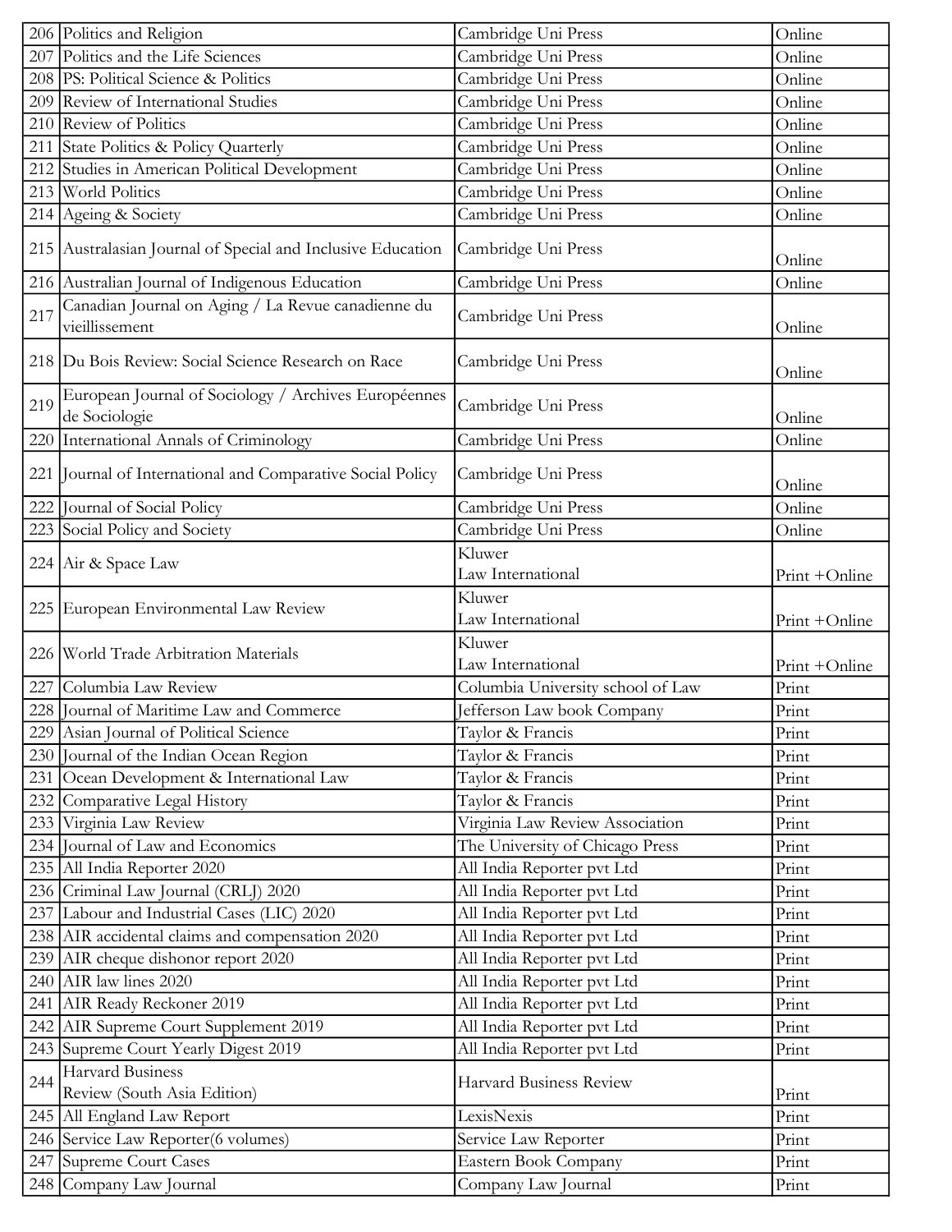| | | | |
|---|---|---|---|
| 206 | Politics and Religion | Cambridge Uni Press | Online |
| 207 | Politics and the Life Sciences | Cambridge Uni Press | Online |
| 208 | PS: Political Science & Politics | Cambridge Uni Press | Online |
| 209 | Review of International Studies | Cambridge Uni Press | Online |
| 210 | Review of Politics | Cambridge Uni Press | Online |
| 211 | State Politics & Policy Quarterly | Cambridge Uni Press | Online |
| 212 | Studies in American Political Development | Cambridge Uni Press | Online |
| 213 | World Politics | Cambridge Uni Press | Online |
| 214 | Ageing & Society | Cambridge Uni Press | Online |
| 215 | Australasian Journal of Special and Inclusive Education | Cambridge Uni Press | Online |
| 216 | Australian Journal of Indigenous Education | Cambridge Uni Press | Online |
| 217 | Canadian Journal on Aging / La Revue canadienne du vieillissement | Cambridge Uni Press | Online |
| 218 | Du Bois Review: Social Science Research on Race | Cambridge Uni Press | Online |
| 219 | European Journal of Sociology / Archives Européennes de Sociologie | Cambridge Uni Press | Online |
| 220 | International Annals of Criminology | Cambridge Uni Press | Online |
| 221 | Journal of International and Comparative Social Policy | Cambridge Uni Press | Online |
| 222 | Journal of Social Policy | Cambridge Uni Press | Online |
| 223 | Social Policy and Society | Cambridge Uni Press | Online |
| 224 | Air & Space Law | Kluwer Law International | Print +Online |
| 225 | European Environmental Law Review | Kluwer Law International | Print +Online |
| 226 | World Trade Arbitration Materials | Kluwer Law International | Print +Online |
| 227 | Columbia Law Review | Columbia University school of Law | Print |
| 228 | Journal of Maritime Law and Commerce | Jefferson Law book Company | Print |
| 229 | Asian Journal of Political Science | Taylor & Francis | Print |
| 230 | Journal of the Indian Ocean Region | Taylor & Francis | Print |
| 231 | Ocean Development & International Law | Taylor & Francis | Print |
| 232 | Comparative Legal History | Taylor & Francis | Print |
| 233 | Virginia Law Review | Virginia Law Review Association | Print |
| 234 | Journal of Law and Economics | The University of Chicago Press | Print |
| 235 | All India Reporter 2020 | All India Reporter pvt Ltd | Print |
| 236 | Criminal Law Journal (CRLJ) 2020 | All India Reporter pvt Ltd | Print |
| 237 | Labour and Industrial Cases (LIC) 2020 | All India Reporter pvt Ltd | Print |
| 238 | AIR accidental claims and compensation 2020 | All India Reporter pvt Ltd | Print |
| 239 | AIR cheque dishonor report 2020 | All India Reporter pvt Ltd | Print |
| 240 | AIR law lines 2020 | All India Reporter pvt Ltd | Print |
| 241 | AIR Ready Reckoner 2019 | All India Reporter pvt Ltd | Print |
| 242 | AIR Supreme Court Supplement 2019 | All India Reporter pvt Ltd | Print |
| 243 | Supreme Court Yearly Digest 2019 | All India Reporter pvt Ltd | Print |
| 244 | Harvard Business Review (South Asia Edition) | Harvard Business Review | Print |
| 245 | All England Law Report | LexisNexis | Print |
| 246 | Service Law Reporter(6 volumes) | Service Law Reporter | Print |
| 247 | Supreme Court Cases | Eastern Book Company | Print |
| 248 | Company Law Journal | Company Law Journal | Print |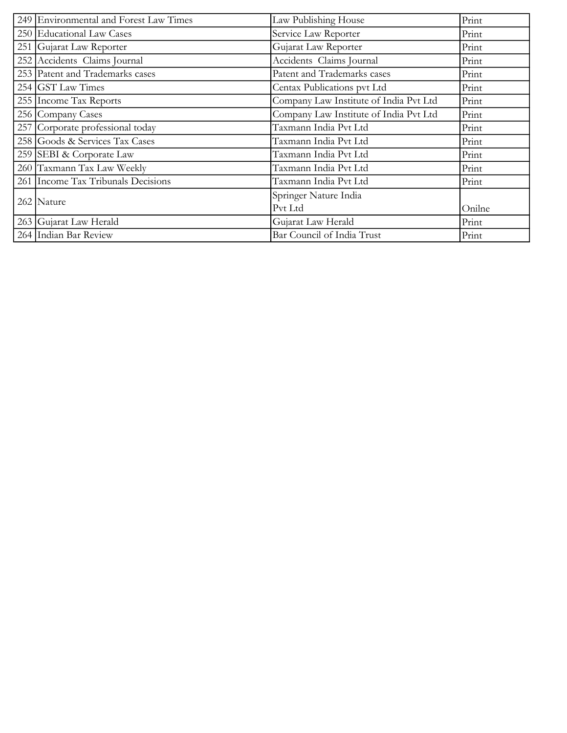| | | | |
|---|---|---|---|
| 249 | Environmental and Forest Law Times | Law Publishing House | Print |
| 250 | Educational Law Cases | Service Law Reporter | Print |
| 251 | Gujarat Law Reporter | Gujarat Law Reporter | Print |
| 252 | Accidents Claims Journal | Accidents Claims Journal | Print |
| 253 | Patent and Trademarks cases | Patent and Trademarks cases | Print |
| 254 | GST Law Times | Centax Publications pvt Ltd | Print |
| 255 | Income Tax Reports | Company Law Institute of India Pvt Ltd | Print |
| 256 | Company Cases | Company Law Institute of India Pvt Ltd | Print |
| 257 | Corporate professional today | Taxmann India Pvt Ltd | Print |
| 258 | Goods & Services Tax Cases | Taxmann India Pvt Ltd | Print |
| 259 | SEBI & Corporate Law | Taxmann India Pvt Ltd | Print |
| 260 | Taxmann Tax Law Weekly | Taxmann India Pvt Ltd | Print |
| 261 | Income Tax Tribunals Decisions | Taxmann India Pvt Ltd | Print |
| 262 | Nature | Springer Nature India Pvt Ltd | Onilne |
| 263 | Gujarat Law Herald | Gujarat Law Herald | Print |
| 264 | Indian Bar Review | Bar Council of India Trust | Print |